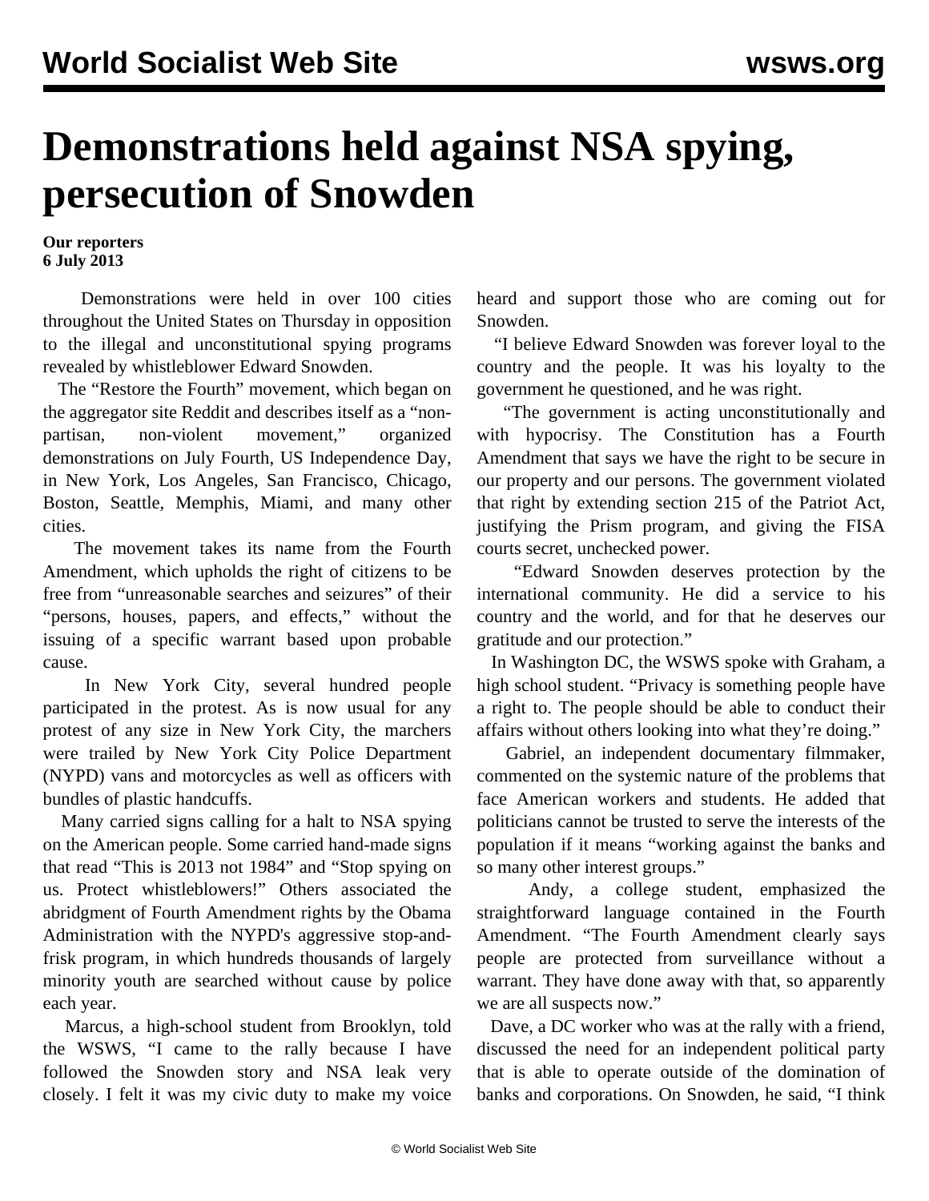# Demonstrations held against NSA spying, persecution of Snowden

**Our reporters**
**6 July 2013**

Demonstrations were held in over 100 cities throughout the United States on Thursday in opposition to the illegal and unconstitutional spying programs revealed by whistleblower Edward Snowden.

The "Restore the Fourth" movement, which began on the aggregator site Reddit and describes itself as a "non-partisan, non-violent movement," organized demonstrations on July Fourth, US Independence Day, in New York, Los Angeles, San Francisco, Chicago, Boston, Seattle, Memphis, Miami, and many other cities.

The movement takes its name from the Fourth Amendment, which upholds the right of citizens to be free from "unreasonable searches and seizures" of their "persons, houses, papers, and effects," without the issuing of a specific warrant based upon probable cause.

In New York City, several hundred people participated in the protest. As is now usual for any protest of any size in New York City, the marchers were trailed by New York City Police Department (NYPD) vans and motorcycles as well as officers with bundles of plastic handcuffs.

Many carried signs calling for a halt to NSA spying on the American people. Some carried hand-made signs that read "This is 2013 not 1984" and "Stop spying on us. Protect whistleblowers!" Others associated the abridgment of Fourth Amendment rights by the Obama Administration with the NYPD's aggressive stop-and-frisk program, in which hundreds thousands of largely minority youth are searched without cause by police each year.

Marcus, a high-school student from Brooklyn, told the WSWS, "I came to the rally because I have followed the Snowden story and NSA leak very closely. I felt it was my civic duty to make my voice heard and support those who are coming out for Snowden.

"I believe Edward Snowden was forever loyal to the country and the people. It was his loyalty to the government he questioned, and he was right.

"The government is acting unconstitutionally and with hypocrisy. The Constitution has a Fourth Amendment that says we have the right to be secure in our property and our persons. The government violated that right by extending section 215 of the Patriot Act, justifying the Prism program, and giving the FISA courts secret, unchecked power.

"Edward Snowden deserves protection by the international community. He did a service to his country and the world, and for that he deserves our gratitude and our protection."

In Washington DC, the WSWS spoke with Graham, a high school student. "Privacy is something people have a right to. The people should be able to conduct their affairs without others looking into what they're doing."

Gabriel, an independent documentary filmmaker, commented on the systemic nature of the problems that face American workers and students. He added that politicians cannot be trusted to serve the interests of the population if it means "working against the banks and so many other interest groups."

Andy, a college student, emphasized the straightforward language contained in the Fourth Amendment. "The Fourth Amendment clearly says people are protected from surveillance without a warrant. They have done away with that, so apparently we are all suspects now."

Dave, a DC worker who was at the rally with a friend, discussed the need for an independent political party that is able to operate outside of the domination of banks and corporations. On Snowden, he said, "I think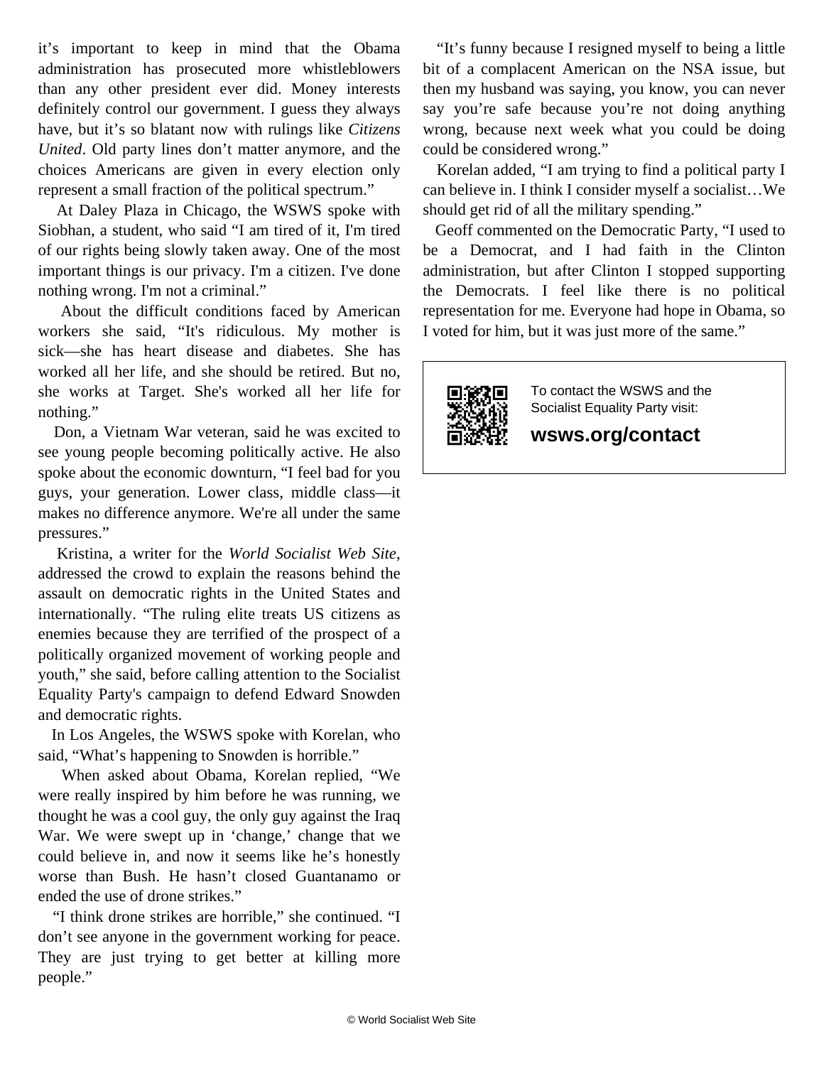it's important to keep in mind that the Obama administration has prosecuted more whistleblowers than any other president ever did. Money interests definitely control our government. I guess they always have, but it's so blatant now with rulings like *Citizens United*. Old party lines don't matter anymore, and the choices Americans are given in every election only represent a small fraction of the political spectrum."

At Daley Plaza in Chicago, the WSWS spoke with Siobhan, a student, who said "I am tired of it, I'm tired of our rights being slowly taken away. One of the most important things is our privacy. I'm a citizen. I've done nothing wrong. I'm not a criminal."

About the difficult conditions faced by American workers she said, "It's ridiculous. My mother is sick—she has heart disease and diabetes. She has worked all her life, and she should be retired. But no, she works at Target. She's worked all her life for nothing."

Don, a Vietnam War veteran, said he was excited to see young people becoming politically active. He also spoke about the economic downturn, "I feel bad for you guys, your generation. Lower class, middle class—it makes no difference anymore. We're all under the same pressures."

Kristina, a writer for the *World Socialist Web Site*, addressed the crowd to explain the reasons behind the assault on democratic rights in the United States and internationally. "The ruling elite treats US citizens as enemies because they are terrified of the prospect of a politically organized movement of working people and youth," she said, before calling attention to the Socialist Equality Party's campaign to defend Edward Snowden and democratic rights.

In Los Angeles, the WSWS spoke with Korelan, who said, "What's happening to Snowden is horrible."

When asked about Obama, Korelan replied, "We were really inspired by him before he was running, we thought he was a cool guy, the only guy against the Iraq War. We were swept up in 'change,' change that we could believe in, and now it seems like he's honestly worse than Bush. He hasn't closed Guantanamo or ended the use of drone strikes."

"I think drone strikes are horrible," she continued. "I don't see anyone in the government working for peace. They are just trying to get better at killing more people."

"It's funny because I resigned myself to being a little bit of a complacent American on the NSA issue, but then my husband was saying, you know, you can never say you're safe because you're not doing anything wrong, because next week what you could be doing could be considered wrong."

Korelan added, "I am trying to find a political party I can believe in. I think I consider myself a socialist…We should get rid of all the military spending."

Geoff commented on the Democratic Party, "I used to be a Democrat, and I had faith in the Clinton administration, but after Clinton I stopped supporting the Democrats. I feel like there is no political representation for me. Everyone had hope in Obama, so I voted for him, but it was just more of the same."

To contact the WSWS and the Socialist Equality Party visit:

**wsws.org/contact**